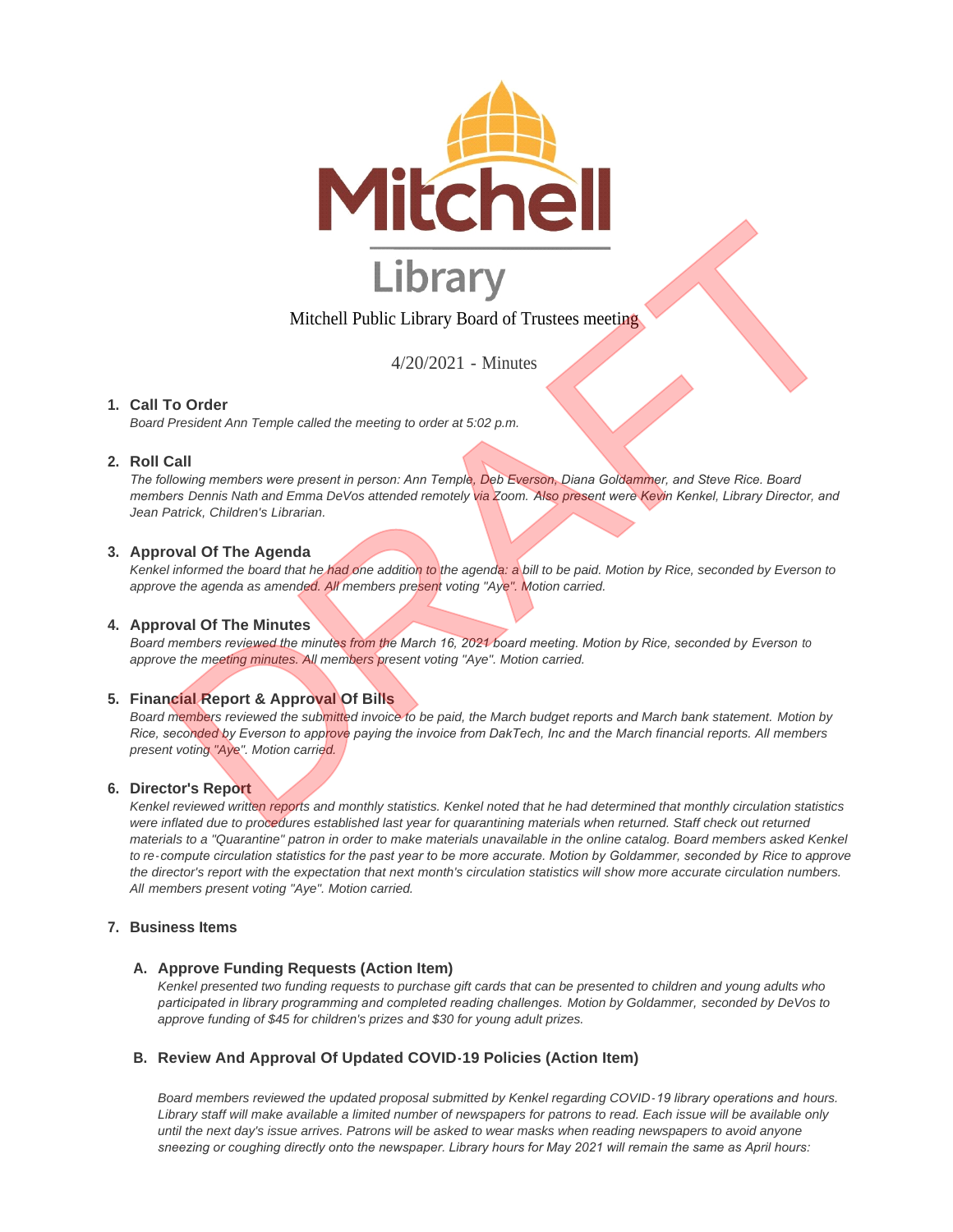Mitchell Public Library Board of Trustees meeting

4/20/2021 - Minutes

1. **Call To Order**

   *Board President Ann Temple called the meeting to order at 5:02 p.m.*

2. **Roll Call**

   *The following members were present in person: Ann Temple, Deb Everson, Diana Goldammer, and Steve Rice. Board members Dennis Nath and Emma DeVos attended remotely via Zoom. Also present were Kevin Kenkel, Library Director, and Jean Patrick, Children's Librarian.*

3. **Approval Of The Agenda**

   *Kenkel informed the board that he had one addition to the agenda: a bill to be paid. Motion by Rice, seconded by Everson to approve the agenda as amended. All members present voting "Aye". Motion carried.*

4. **Approval Of The Minutes**

   *Board members reviewed the minutes from the March 16, 2021 board meeting. Motion by Rice, seconded by Everson to approve the meeting minutes. All members present voting "Aye". Motion carried.*

5. **Financial Report & Approval Of Bills**

   *Board members reviewed the submitted invoice to be paid, the March budget reports and March bank statement. Motion by Rice, seconded by Everson to approve paying the invoice from DakTech, Inc and the March financial reports. All members present voting "Aye". Motion carried.*

6. **Director's Report**

   *Kenkel reviewed written reports and monthly statistics. Kenkel noted that he had determined that monthly circulation statistics were inflated due to procedures established last year for quarantining materials when returned. Staff check out returned materials to a "Quarantine" patron in order to make materials unavailable in the online catalog. Board members asked Kenkel to re-compute circulation statistics for the past year to be more accurate. Motion by Goldammer, seconded by Rice to approve the director's report with the expectation that next month's circulation statistics will show more accurate circulation numbers. All members present voting "Aye". Motion carried.*

7. **Business Items**

   A. **Approve Funding Requests (Action Item)**

   *Kenkel presented two funding requests to purchase gift cards that can be presented to children and young adults who participated in library programming and completed reading challenges. Motion by Goldammer, seconded by DeVos to approve funding of $45 for children's prizes and $30 for young adult prizes.*

   B. **Review And Approval Of Updated COVID-19 Policies (Action Item)**

   *Board members reviewed the updated proposal submitted by Kenkel regarding COVID-19 library operations and hours. Library staff will make available a limited number of newspapers for patrons to read. Each issue will be available only until the next day's issue arrives. Patrons will be asked to wear masks when reading newspapers to avoid anyone sneezing or coughing directly onto the newspaper. Library hours for May 2021 will remain the same as April hours:*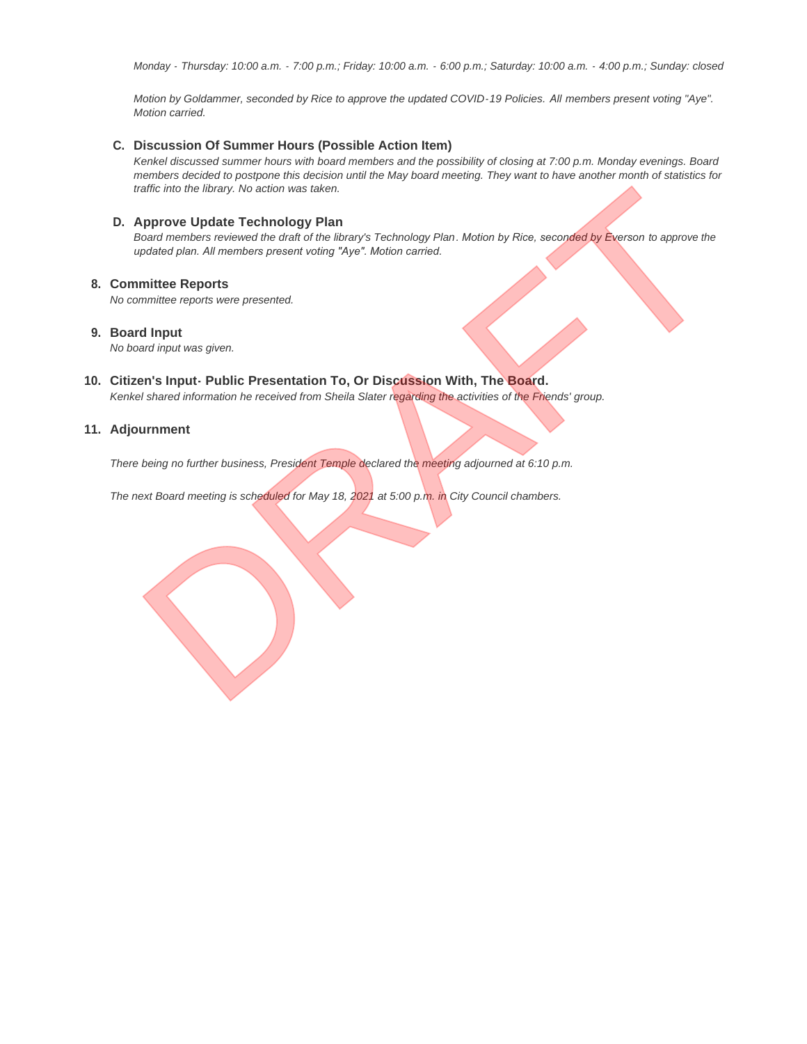*Monday - Thursday: 10:00 a.m. - 7:00 p.m.; Friday: 10:00 a.m. - 6:00 p.m.; Saturday: 10:00 a.m. - 4:00 p.m.; Sunday: closed*

*Motion by Goldammer, seconded by Rice to approve the updated COVID-19 Policies. All members present voting "Aye". Motion carried.*

**C. Discussion Of Summer Hours (Possible Action Item)**

*Kenkel discussed summer hours with board members and the possibility of closing at 7:00 p.m. Monday evenings. Board members decided to postpone this decision until the May board meeting. They want to have another month of statistics for traffic into the library. No action was taken.*

**D. Approve Update Technology Plan**

*Board members reviewed the draft of the library's Technology Plan. Motion by Rice, seconded by Everson to approve the updated plan. All members present voting "Aye". Motion carried.*

## 8. Committee Reports

*No committee reports were presented.*

## 9. Board Input

*No board input was given.*

## 10. Citizen's Input- Public Presentation To, Or Discussion With, The Board.

*Kenkel shared information he received from Sheila Slater regarding the activities of the Friends' group.*

## 11. Adjournment

*There being no further business, President Temple declared the meeting adjourned at 6:10 p.m.*

*The next Board meeting is scheduled for May 18, 2021 at 5:00 p.m. in City Council chambers.*

DRAFT